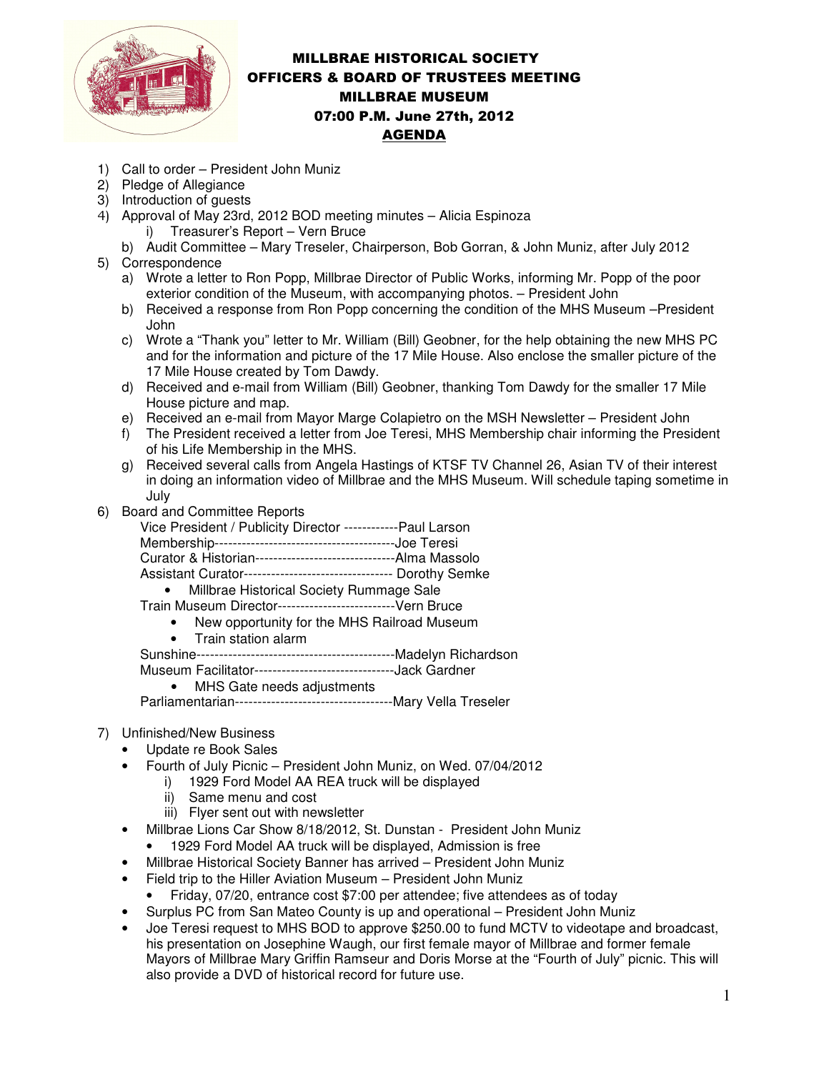# MILLBRAE HISTORICAL SOCIETY
## OFFICERS & BOARD OF TRUSTEES MEETING
## MILLBRAE MUSEUM
## 07:00 P.M. June 27th, 2012
## AGENDA

1) Call to order – President John Muniz
2) Pledge of Allegiance
3) Introduction of guests
4) Approval of May 23rd, 2012 BOD meeting minutes – Alicia Espinoza
   i) Treasurer's Report – Vern Bruce
   b) Audit Committee – Mary Treseler, Chairperson, Bob Gorran, & John Muniz, after July 2012
5) Correspondence
   a) Wrote a letter to Ron Popp, Millbrae Director of Public Works, informing Mr. Popp of the poor exterior condition of the Museum, with accompanying photos. – President John
   b) Received a response from Ron Popp concerning the condition of the MHS Museum –President John
   c) Wrote a "Thank you" letter to Mr. William (Bill) Geobner, for the help obtaining the new MHS PC and for the information and picture of the 17 Mile House. Also enclose the smaller picture of the 17 Mile House created by Tom Dawdy.
   d) Received and e-mail from William (Bill) Geobner, thanking Tom Dawdy for the smaller 17 Mile House picture and map.
   e) Received an e-mail from Mayor Marge Colapietro on the MSH Newsletter – President John
   f) The President received a letter from Joe Teresi, MHS Membership chair informing the President of his Life Membership in the MHS.
   g) Received several calls from Angela Hastings of KTSF TV Channel 26, Asian TV of their interest in doing an information video of Millbrae and the MHS Museum. Will schedule taping sometime in July
6) Board and Committee Reports

   Vice President / Publicity Director ------------Paul Larson
   Membership---------------------------------------Joe Teresi
   Curator & Historian-------------------------------Alma Massolo
   Assistant Curator-------------------------------- Dorothy Semke
   - Millbrae Historical Society Rummage Sale

   Train Museum Director--------------------------Vern Bruce
   - New opportunity for the MHS Railroad Museum
   - Train station alarm

   Sunshine-------------------------------------------Madelyn Richardson
   Museum Facilitator-------------------------------Jack Gardner
   - MHS Gate needs adjustments

   Parliamentarian----------------------------------Mary Vella Treseler

7) Unfinished/New Business
   - Update re Book Sales
   - Fourth of July Picnic – President John Muniz, on Wed. 07/04/2012
     i) 1929 Ford Model AA REA truck will be displayed
     ii) Same menu and cost
     iii) Flyer sent out with newsletter
   - Millbrae Lions Car Show 8/18/2012, St. Dunstan - President John Muniz
     - 1929 Ford Model AA truck will be displayed, Admission is free
   - Millbrae Historical Society Banner has arrived – President John Muniz
   - Field trip to the Hiller Aviation Museum – President John Muniz
     - Friday, 07/20, entrance cost $7:00 per attendee; five attendees as of today
   - Surplus PC from San Mateo County is up and operational – President John Muniz
   - Joe Teresi request to MHS BOD to approve $250.00 to fund MCTV to videotape and broadcast, his presentation on Josephine Waugh, our first female mayor of Millbrae and former female Mayors of Millbrae Mary Griffin Ramseur and Doris Morse at the "Fourth of July" picnic. This will also provide a DVD of historical record for future use.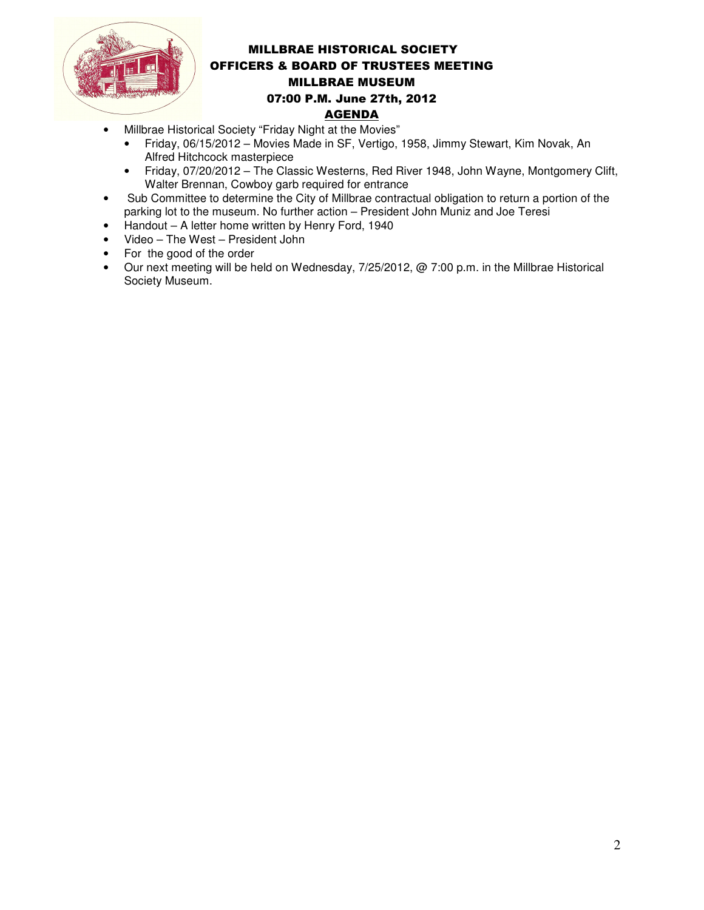# MILLBRAE HISTORICAL SOCIETY
## OFFICERS & BOARD OF TRUSTEES MEETING
## MILLBRAE MUSEUM
## 07:00 P.M. June 27th, 2012
## AGENDA

- Millbrae Historical Society "Friday Night at the Movies"
    - Friday, 06/15/2012 – Movies Made in SF, Vertigo, 1958, Jimmy Stewart, Kim Novak, An Alfred Hitchcock masterpiece
    - Friday, 07/20/2012 – The Classic Westerns, Red River 1948, John Wayne, Montgomery Clift, Walter Brennan, Cowboy garb required for entrance
- Sub Committee to determine the City of Millbrae contractual obligation to return a portion of the parking lot to the museum. No further action – President John Muniz and Joe Teresi
- Handout – A letter home written by Henry Ford, 1940
- Video – The West – President John
- For the good of the order
- Our next meeting will be held on Wednesday, 7/25/2012, @ 7:00 p.m. in the Millbrae Historical Society Museum.